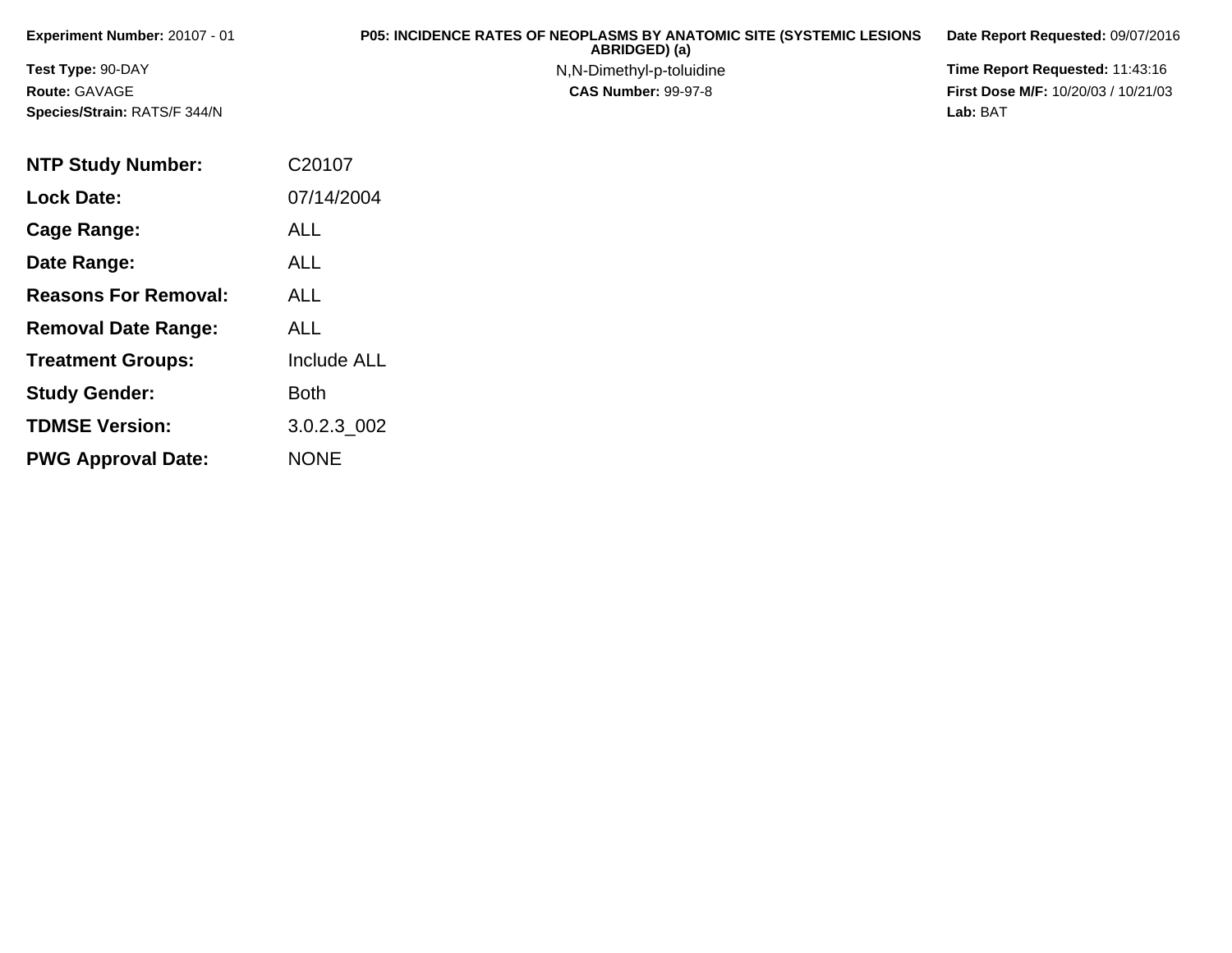**Experiment Number:** 20107 - 01

**Test Type:** 90-DAY

**Route:** GAVAGE

**Species/Strain:** RATS/F 344/N

**P05: INCIDENCE RATES OF NEOPLASMS BY ANATOMIC SITE (SYSTEMIC LESIONS ABRIDGED) (a)**

N,N-Dimethyl-p-toluidine

**CAS Number:** 99-97-8

**Date Report Requested:** 09/07/2016

**Time Report Requested:** 11:43:16

**First Dose M/F:** 10/20/03 / 10/21/03

**Lab:** BAT

| | |
|---|---|
| **NTP Study Number:** | C20107 |
| **Lock Date:** | 07/14/2004 |
| **Cage Range:** | ALL |
| **Date Range:** | ALL |
| **Reasons For Removal:** | ALL |
| **Removal Date Range:** | ALL |
| **Treatment Groups:** | Include ALL |
| **Study Gender:** | Both |
| **TDMSE Version:** | 3.0.2.3_002 |
| **PWG Approval Date:** | NONE |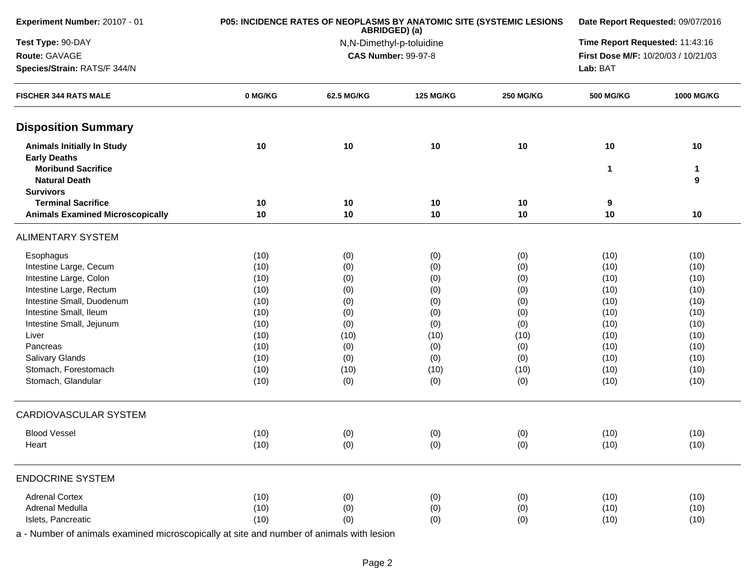**Experiment Number:** 20107 - 01

**Test Type:** 90-DAY

**Route:** GAVAGE

**Species/Strain:** RATS/F 344/N

**P05: INCIDENCE RATES OF NEOPLASMS BY ANATOMIC SITE (SYSTEMIC LESIONS ABRIDGED) (a)**

N,N-Dimethyl-p-toluidine

**CAS Number:** 99-97-8

**Date Report Requested:** 09/07/2016

**Time Report Requested:** 11:43:16

**First Dose M/F:** 10/20/03 / 10/21/03

**Lab:** BAT

| FISCHER 344 RATS MALE | 0 MG/KG | 62.5 MG/KG | 125 MG/KG | 250 MG/KG | 500 MG/KG | 1000 MG/KG |
|---|---|---|---|---|---|---|
| **Disposition Summary** | | | | | | |
| **Animals Initially In Study** | **10** | **10** | **10** | **10** | **10** | **10** |
| **Early Deaths** | | | | | | |
| **Moribund Sacrifice** | | | | | **1** | **1** |
| **Natural Death** | | | | | | **9** |
| **Survivors** | | | | | | |
| **Terminal Sacrifice** | **10** | **10** | **10** | **10** | **9** | |
| **Animals Examined Microscopically** | **10** | **10** | **10** | **10** | **10** | **10** |
| ALIMENTARY SYSTEM | | | | | | |
| Esophagus | (10) | (0) | (0) | (0) | (10) | (10) |
| Intestine Large, Cecum | (10) | (0) | (0) | (0) | (10) | (10) |
| Intestine Large, Colon | (10) | (0) | (0) | (0) | (10) | (10) |
| Intestine Large, Rectum | (10) | (0) | (0) | (0) | (10) | (10) |
| Intestine Small, Duodenum | (10) | (0) | (0) | (0) | (10) | (10) |
| Intestine Small, Ileum | (10) | (0) | (0) | (0) | (10) | (10) |
| Intestine Small, Jejunum | (10) | (0) | (0) | (0) | (10) | (10) |
| Liver | (10) | (10) | (10) | (10) | (10) | (10) |
| Pancreas | (10) | (0) | (0) | (0) | (10) | (10) |
| Salivary Glands | (10) | (0) | (0) | (0) | (10) | (10) |
| Stomach, Forestomach | (10) | (10) | (10) | (10) | (10) | (10) |
| Stomach, Glandular | (10) | (0) | (0) | (0) | (10) | (10) |
| CARDIOVASCULAR SYSTEM | | | | | | |
| Blood Vessel | (10) | (0) | (0) | (0) | (10) | (10) |
| Heart | (10) | (0) | (0) | (0) | (10) | (10) |
| ENDOCRINE SYSTEM | | | | | | |
| Adrenal Cortex | (10) | (0) | (0) | (0) | (10) | (10) |
| Adrenal Medulla | (10) | (0) | (0) | (0) | (10) | (10) |
| Islets, Pancreatic | (10) | (0) | (0) | (0) | (10) | (10) |

a - Number of animals examined microscopically at site and number of animals with lesion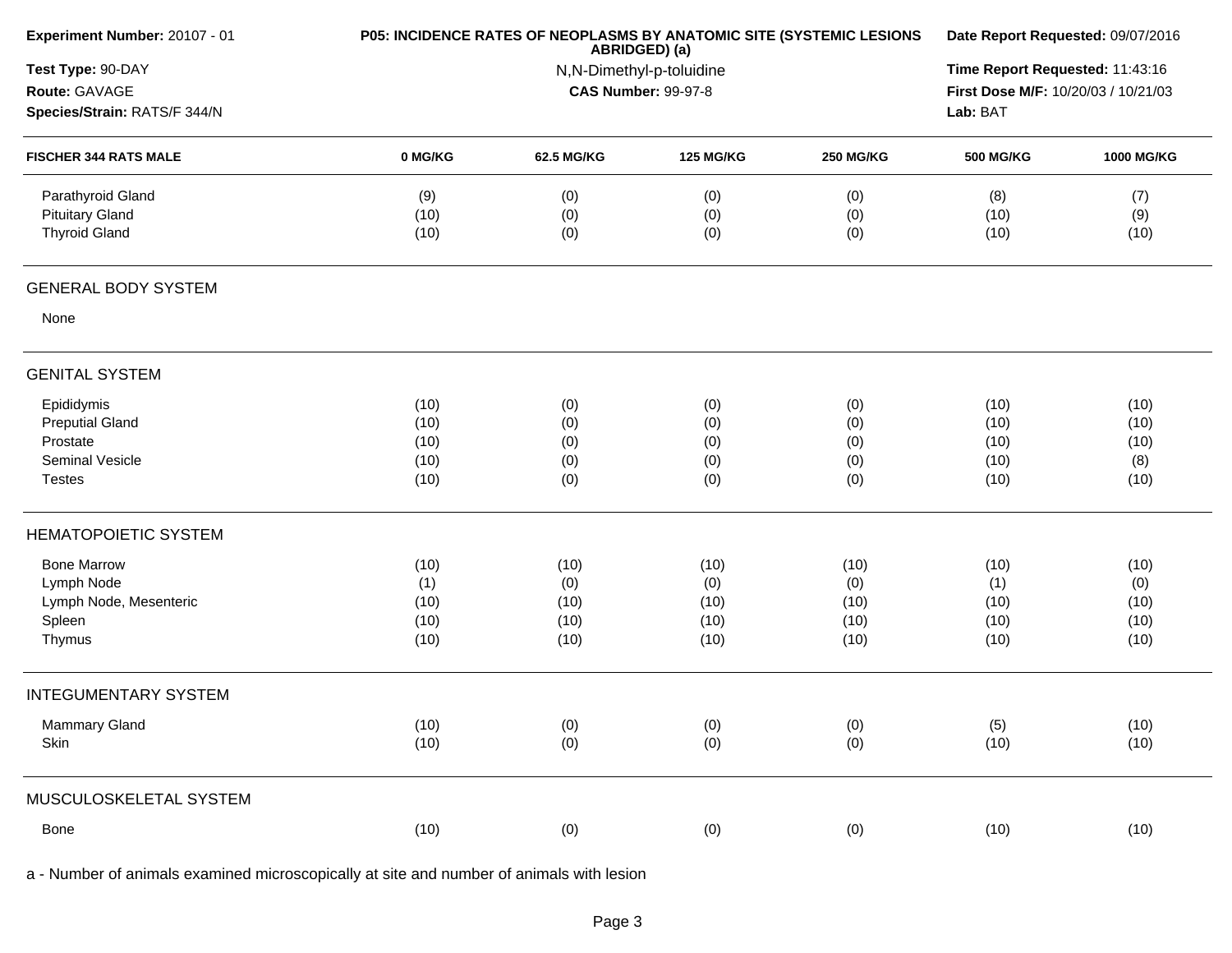**Experiment Number:** 20107 - 01

**Test Type:** 90-DAY

**Route:** GAVAGE

**Species/Strain:** RATS/F 344/N

**P05: INCIDENCE RATES OF NEOPLASMS BY ANATOMIC SITE (SYSTEMIC LESIONS ABRIDGED) (a)**

N,N-Dimethyl-p-toluidine

**CAS Number:** 99-97-8

**Date Report Requested:** 09/07/2016

**Time Report Requested:** 11:43:16

**First Dose M/F:** 10/20/03 / 10/21/03

**Lab:** BAT

| FISCHER 344 RATS MALE | 0 MG/KG | 62.5 MG/KG | 125 MG/KG | 250 MG/KG | 500 MG/KG | 1000 MG/KG |
|---|---|---|---|---|---|---|
| Parathyroid Gland | (9) | (0) | (0) | (0) | (8) | (7) |
| Pituitary Gland | (10) | (0) | (0) | (0) | (10) | (9) |
| Thyroid Gland | (10) | (0) | (0) | (0) | (10) | (10) |
| **GENERAL BODY SYSTEM** | | | | | | |
| None | | | | | | |
| **GENITAL SYSTEM** | | | | | | |
| Epididymis | (10) | (0) | (0) | (0) | (10) | (10) |
| Preputial Gland | (10) | (0) | (0) | (0) | (10) | (10) |
| Prostate | (10) | (0) | (0) | (0) | (10) | (10) |
| Seminal Vesicle | (10) | (0) | (0) | (0) | (10) | (8) |
| Testes | (10) | (0) | (0) | (0) | (10) | (10) |
| **HEMATOPOIETIC SYSTEM** | | | | | | |
| Bone Marrow | (10) | (10) | (10) | (10) | (10) | (10) |
| Lymph Node | (1) | (0) | (0) | (0) | (1) | (0) |
| Lymph Node, Mesenteric | (10) | (10) | (10) | (10) | (10) | (10) |
| Spleen | (10) | (10) | (10) | (10) | (10) | (10) |
| Thymus | (10) | (10) | (10) | (10) | (10) | (10) |
| **INTEGUMENTARY SYSTEM** | | | | | | |
| Mammary Gland | (10) | (0) | (0) | (0) | (5) | (10) |
| Skin | (10) | (0) | (0) | (0) | (10) | (10) |
| **MUSCULOSKELETAL SYSTEM** | | | | | | |
| Bone | (10) | (0) | (0) | (0) | (10) | (10) |

a - Number of animals examined microscopically at site and number of animals with lesion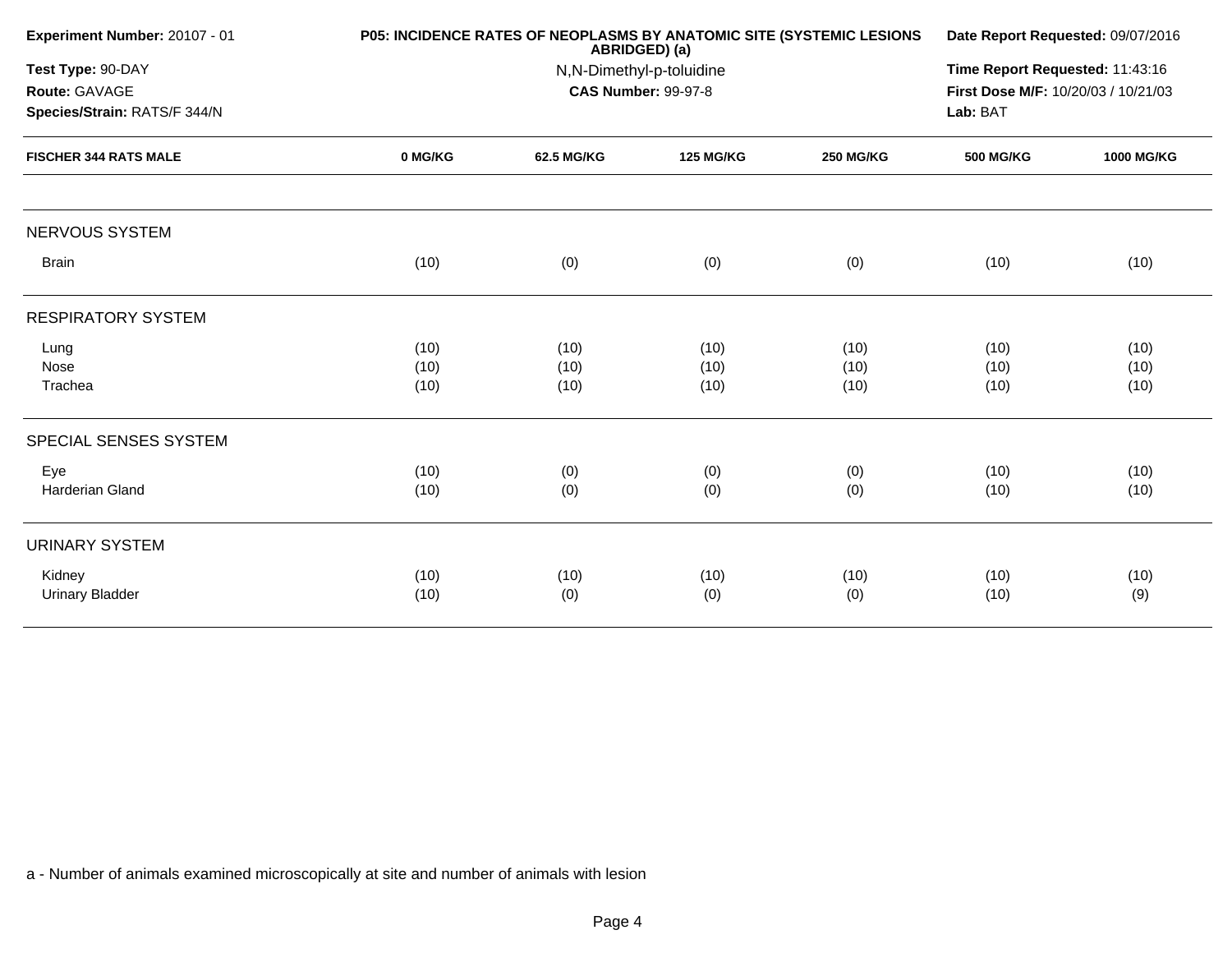| Experiment Number: 20107 - 01 | P05: INCIDENCE RATES OF NEOPLASMS BY ANATOMIC SITE (SYSTEMIC LESIONS ABRIDGED) (a) | Date Report Requested: 09/07/2016 |
|---|---|---|
| Test Type: 90-DAY | N,N-Dimethyl-p-toluidine | Time Report Requested: 11:43:16 |
| Route: GAVAGE | CAS Number: 99-97-8 | First Dose M/F: 10/20/03 / 10/21/03 |
| Species/Strain: RATS/F 344/N | | Lab: BAT |

| FISCHER 344 RATS MALE | 0 MG/KG | 62.5 MG/KG | 125 MG/KG | 250 MG/KG | 500 MG/KG | 1000 MG/KG |
|---|---|---|---|---|---|---|
| **NERVOUS SYSTEM** | | | | | | |
| Brain | (10) | (0) | (0) | (0) | (10) | (10) |
| **RESPIRATORY SYSTEM** | | | | | | |
| Lung | (10) | (10) | (10) | (10) | (10) | (10) |
| Nose | (10) | (10) | (10) | (10) | (10) | (10) |
| Trachea | (10) | (10) | (10) | (10) | (10) | (10) |
| **SPECIAL SENSES SYSTEM** | | | | | | |
| Eye | (10) | (0) | (0) | (0) | (10) | (10) |
| Harderian Gland | (10) | (0) | (0) | (0) | (10) | (10) |
| **URINARY SYSTEM** | | | | | | |
| Kidney | (10) | (10) | (10) | (10) | (10) | (10) |
| Urinary Bladder | (10) | (0) | (0) | (0) | (10) | (9) |

a - Number of animals examined microscopically at site and number of animals with lesion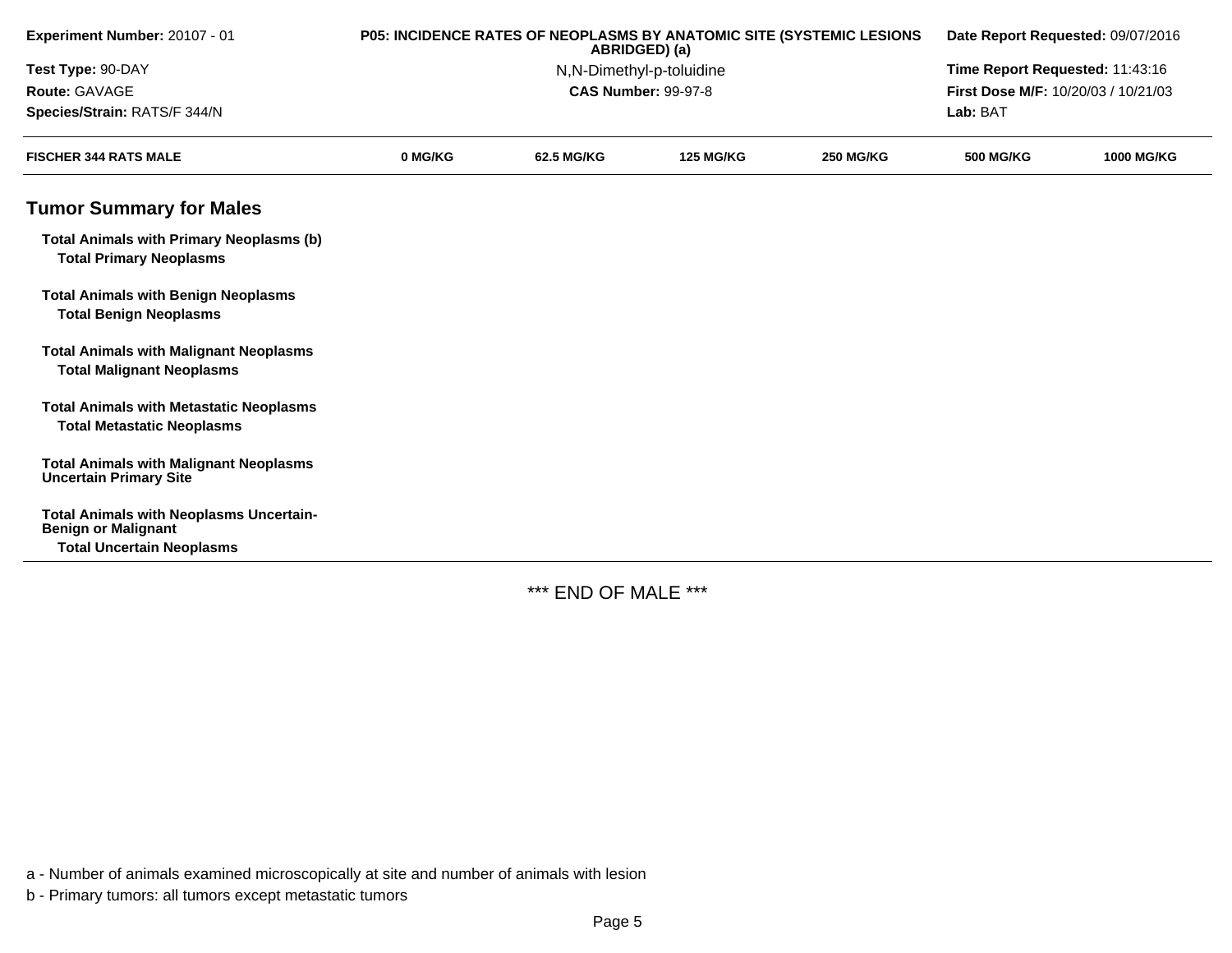**Experiment Number:** 20107 - 01
**Test Type:** 90-DAY
**Route:** GAVAGE
**Species/Strain:** RATS/F 344/N

**P05: INCIDENCE RATES OF NEOPLASMS BY ANATOMIC SITE (SYSTEMIC LESIONS ABRIDGED) (a)**
N,N-Dimethyl-p-toluidine
**CAS Number:** 99-97-8

**Date Report Requested:** 09/07/2016
**Time Report Requested:** 11:43:16
**First Dose M/F:** 10/20/03 / 10/21/03
**Lab:** BAT

| FISCHER 344 RATS MALE | 0 MG/KG | 62.5 MG/KG | 125 MG/KG | 250 MG/KG | 500 MG/KG | 1000 MG/KG |
|---|---|---|---|---|---|---|

## Tumor Summary for Males

| | | | | | | |
|---|---|---|---|---|---|---|
| **Total Animals with Primary Neoplasms (b)** | | | | | | |
| **Total Primary Neoplasms** | | | | | | |
| **Total Animals with Benign Neoplasms** | | | | | | |
| **Total Benign Neoplasms** | | | | | | |
| **Total Animals with Malignant Neoplasms** | | | | | | |
| **Total Malignant Neoplasms** | | | | | | |
| **Total Animals with Metastatic Neoplasms** | | | | | | |
| **Total Metastatic Neoplasms** | | | | | | |
| **Total Animals with Malignant Neoplasms Uncertain Primary Site** | | | | | | |
| **Total Animals with Neoplasms Uncertain-Benign or Malignant** | | | | | | |
| **Total Uncertain Neoplasms** | | | | | | |

*** END OF MALE ***

a - Number of animals examined microscopically at site and number of animals with lesion

b - Primary tumors: all tumors except metastatic tumors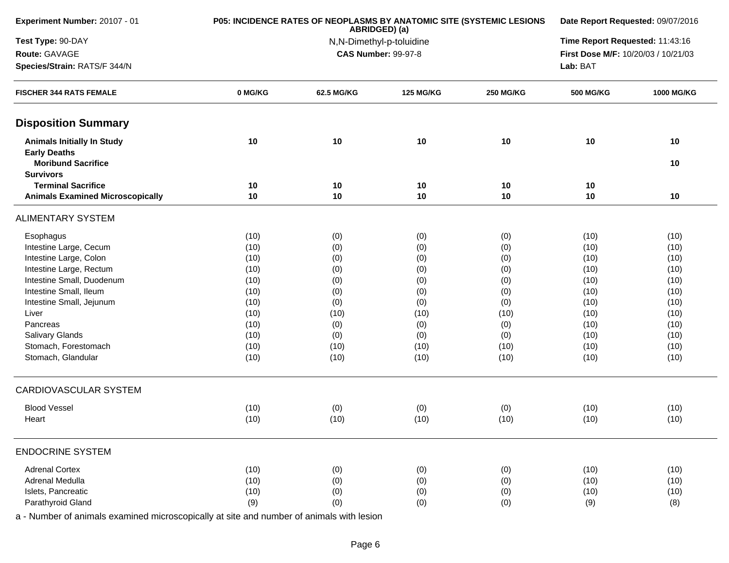| Experiment Number: 20107 - 01 | P05: INCIDENCE RATES OF NEOPLASMS BY ANATOMIC SITE (SYSTEMIC LESIONS ABRIDGED) (a) | Date Report Requested: 09/07/2016 |
|---|---|---|
| Test Type: 90-DAY | N,N-Dimethyl-p-toluidine | Time Report Requested: 11:43:16 |
| Route: GAVAGE | CAS Number: 99-97-8 | First Dose M/F: 10/20/03 / 10/21/03 |
| Species/Strain: RATS/F 344/N | | Lab: BAT |

| FISCHER 344 RATS FEMALE | 0 MG/KG | 62.5 MG/KG | 125 MG/KG | 250 MG/KG | 500 MG/KG | 1000 MG/KG |
|---|---|---|---|---|---|---|
| **Disposition Summary** | | | | | | |
| **Animals Initially In Study** | **10** | **10** | **10** | **10** | **10** | **10** |
| **Early Deaths** | | | | | | |
| **Moribund Sacrifice** | | | | | | **10** |
| **Survivors** | | | | | | |
| **Terminal Sacrifice** | **10** | **10** | **10** | **10** | **10** | |
| **Animals Examined Microscopically** | **10** | **10** | **10** | **10** | **10** | **10** |
| ALIMENTARY SYSTEM | | | | | | |
| Esophagus | (10) | (0) | (0) | (0) | (10) | (10) |
| Intestine Large, Cecum | (10) | (0) | (0) | (0) | (10) | (10) |
| Intestine Large, Colon | (10) | (0) | (0) | (0) | (10) | (10) |
| Intestine Large, Rectum | (10) | (0) | (0) | (0) | (10) | (10) |
| Intestine Small, Duodenum | (10) | (0) | (0) | (0) | (10) | (10) |
| Intestine Small, Ileum | (10) | (0) | (0) | (0) | (10) | (10) |
| Intestine Small, Jejunum | (10) | (0) | (0) | (0) | (10) | (10) |
| Liver | (10) | (10) | (10) | (10) | (10) | (10) |
| Pancreas | (10) | (0) | (0) | (0) | (10) | (10) |
| Salivary Glands | (10) | (0) | (0) | (0) | (10) | (10) |
| Stomach, Forestomach | (10) | (10) | (10) | (10) | (10) | (10) |
| Stomach, Glandular | (10) | (10) | (10) | (10) | (10) | (10) |
| CARDIOVASCULAR SYSTEM | | | | | | |
| Blood Vessel | (10) | (0) | (0) | (0) | (10) | (10) |
| Heart | (10) | (10) | (10) | (10) | (10) | (10) |
| ENDOCRINE SYSTEM | | | | | | |
| Adrenal Cortex | (10) | (0) | (0) | (0) | (10) | (10) |
| Adrenal Medulla | (10) | (0) | (0) | (0) | (10) | (10) |
| Islets, Pancreatic | (10) | (0) | (0) | (0) | (10) | (10) |
| Parathyroid Gland | (9) | (0) | (0) | (0) | (9) | (8) |

a - Number of animals examined microscopically at site and number of animals with lesion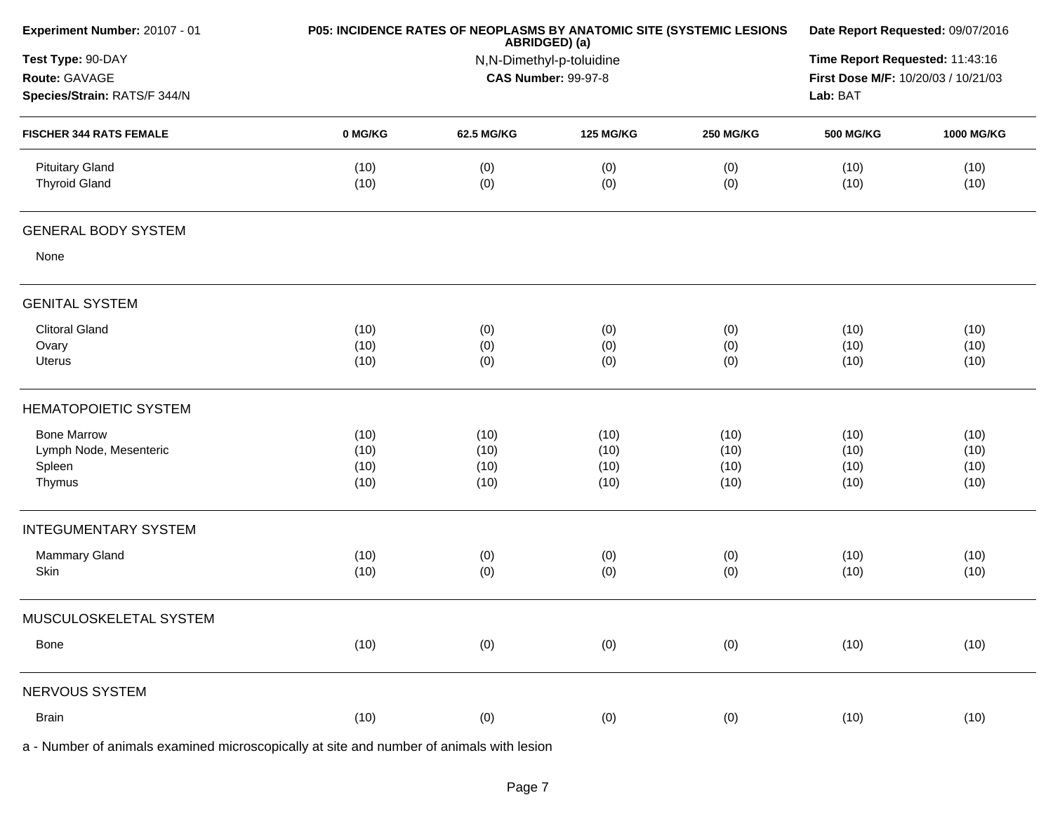**Experiment Number:** 20107 - 01

**Test Type:** 90-DAY

**Route:** GAVAGE

**Species/Strain:** RATS/F 344/N

**P05: INCIDENCE RATES OF NEOPLASMS BY ANATOMIC SITE (SYSTEMIC LESIONS ABRIDGED) (a)**

N,N-Dimethyl-p-toluidine

**CAS Number:** 99-97-8

**Date Report Requested:** 09/07/2016

**Time Report Requested:** 11:43:16

**First Dose M/F:** 10/20/03 / 10/21/03

**Lab:** BAT

| FISCHER 344 RATS FEMALE | 0 MG/KG | 62.5 MG/KG | 125 MG/KG | 250 MG/KG | 500 MG/KG | 1000 MG/KG |
|---|---|---|---|---|---|---|
| Pituitary Gland | (10) | (0) | (0) | (0) | (10) | (10) |
| Thyroid Gland | (10) | (0) | (0) | (0) | (10) | (10) |
| **GENERAL BODY SYSTEM** | | | | | | |
| None | | | | | | |
| **GENITAL SYSTEM** | | | | | | |
| Clitoral Gland | (10) | (0) | (0) | (0) | (10) | (10) |
| Ovary | (10) | (0) | (0) | (0) | (10) | (10) |
| Uterus | (10) | (0) | (0) | (0) | (10) | (10) |
| **HEMATOPOIETIC SYSTEM** | | | | | | |
| Bone Marrow | (10) | (10) | (10) | (10) | (10) | (10) |
| Lymph Node, Mesenteric | (10) | (10) | (10) | (10) | (10) | (10) |
| Spleen | (10) | (10) | (10) | (10) | (10) | (10) |
| Thymus | (10) | (10) | (10) | (10) | (10) | (10) |
| **INTEGUMENTARY SYSTEM** | | | | | | |
| Mammary Gland | (10) | (0) | (0) | (0) | (10) | (10) |
| Skin | (10) | (0) | (0) | (0) | (10) | (10) |
| **MUSCULOSKELETAL SYSTEM** | | | | | | |
| Bone | (10) | (0) | (0) | (0) | (10) | (10) |
| **NERVOUS SYSTEM** | | | | | | |
| Brain | (10) | (0) | (0) | (0) | (10) | (10) |

a - Number of animals examined microscopically at site and number of animals with lesion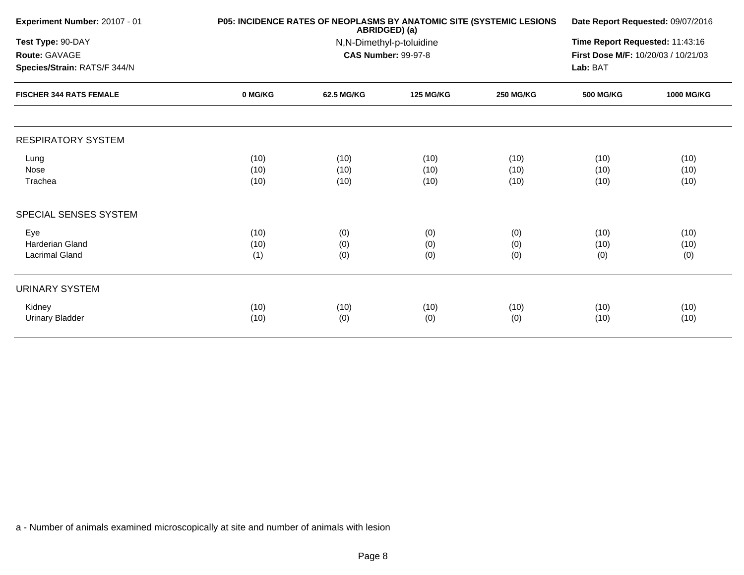**Experiment Number:** 20107 - 01
**Test Type:** 90-DAY
**Route:** GAVAGE
**Species/Strain:** RATS/F 344/N

**P05: INCIDENCE RATES OF NEOPLASMS BY ANATOMIC SITE (SYSTEMIC LESIONS ABRIDGED) (a)**
N,N-Dimethyl-p-toluidine
**CAS Number:** 99-97-8

**Date Report Requested:** 09/07/2016
**Time Report Requested:** 11:43:16
**First Dose M/F:** 10/20/03 / 10/21/03
**Lab:** BAT

| FISCHER 344 RATS FEMALE | 0 MG/KG | 62.5 MG/KG | 125 MG/KG | 250 MG/KG | 500 MG/KG | 1000 MG/KG |
|---|---|---|---|---|---|---|
| **RESPIRATORY SYSTEM** | | | | | | |
| Lung | (10) | (10) | (10) | (10) | (10) | (10) |
| Nose | (10) | (10) | (10) | (10) | (10) | (10) |
| Trachea | (10) | (10) | (10) | (10) | (10) | (10) |
| **SPECIAL SENSES SYSTEM** | | | | | | |
| Eye | (10) | (0) | (0) | (0) | (10) | (10) |
| Harderian Gland | (10) | (0) | (0) | (0) | (10) | (10) |
| Lacrimal Gland | (1) | (0) | (0) | (0) | (0) | (0) |
| **URINARY SYSTEM** | | | | | | |
| Kidney | (10) | (10) | (10) | (10) | (10) | (10) |
| Urinary Bladder | (10) | (0) | (0) | (0) | (10) | (10) |

a - Number of animals examined microscopically at site and number of animals with lesion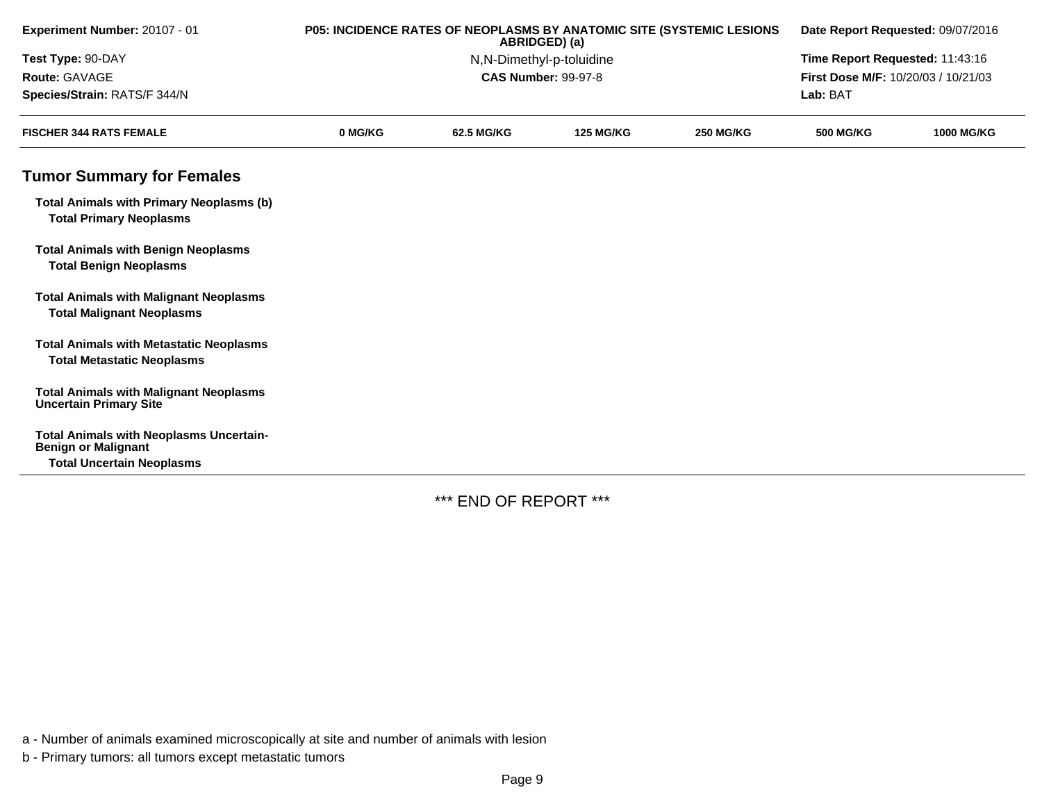| Experiment Number: 20107 - 01 | P05: INCIDENCE RATES OF NEOPLASMS BY ANATOMIC SITE (SYSTEMIC LESIONS ABRIDGED) (a) | Date Report Requested: 09/07/2016 |
|---|---|---|
| Test Type: 90-DAY | N,N-Dimethyl-p-toluidine | Time Report Requested: 11:43:16 |
| Route: GAVAGE | CAS Number: 99-97-8 | First Dose M/F: 10/20/03 / 10/21/03 |
| Species/Strain: RATS/F 344/N | | Lab: BAT |

| FISCHER 344 RATS FEMALE | 0 MG/KG | 62.5 MG/KG | 125 MG/KG | 250 MG/KG | 500 MG/KG | 1000 MG/KG |
|---|---|---|---|---|---|---|

## Tumor Summary for Females

**Total Animals with Primary Neoplasms (b)**
**Total Primary Neoplasms**

**Total Animals with Benign Neoplasms**
**Total Benign Neoplasms**

**Total Animals with Malignant Neoplasms**
**Total Malignant Neoplasms**

**Total Animals with Metastatic Neoplasms**
**Total Metastatic Neoplasms**

**Total Animals with Malignant Neoplasms Uncertain Primary Site**

**Total Animals with Neoplasms Uncertain-Benign or Malignant**
**Total Uncertain Neoplasms**

*** END OF REPORT ***

a - Number of animals examined microscopically at site and number of animals with lesion

b - Primary tumors: all tumors except metastatic tumors